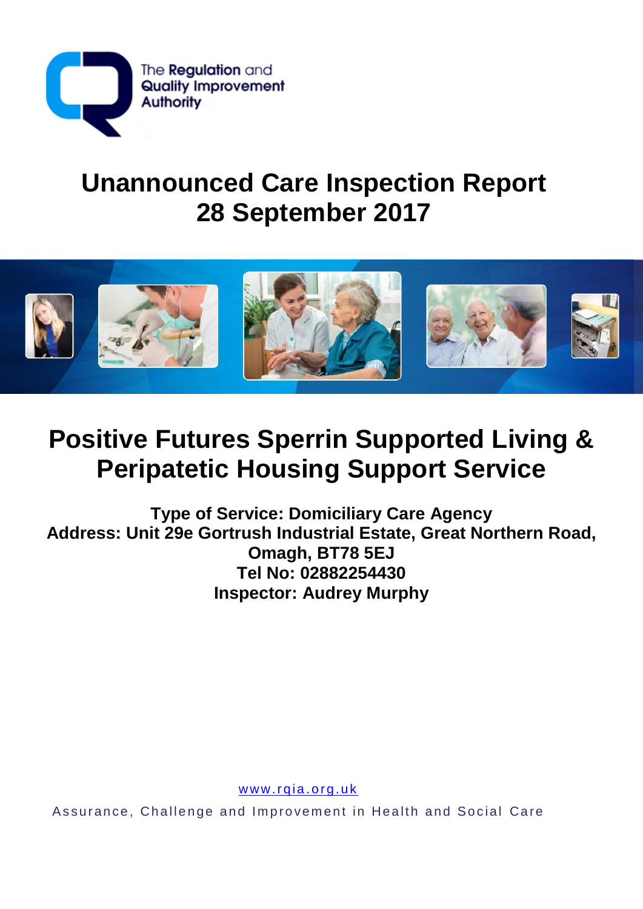The Regulation and Quality Improvement Authority

# Unannounced Care Inspection Report 28 September 2017

# Positive Futures Sperrin Supported Living & Peripatetic Housing Support Service

**Type of Service: Domiciliary Care Agency**
**Address: Unit 29e Gortrush Industrial Estate, Great Northern Road, Omagh, BT78 5EJ**
**Tel No: 02882254430**
**Inspector: Audrey Murphy**

www.rqia.org.uk

Assurance, Challenge and Improvement in Health and Social Care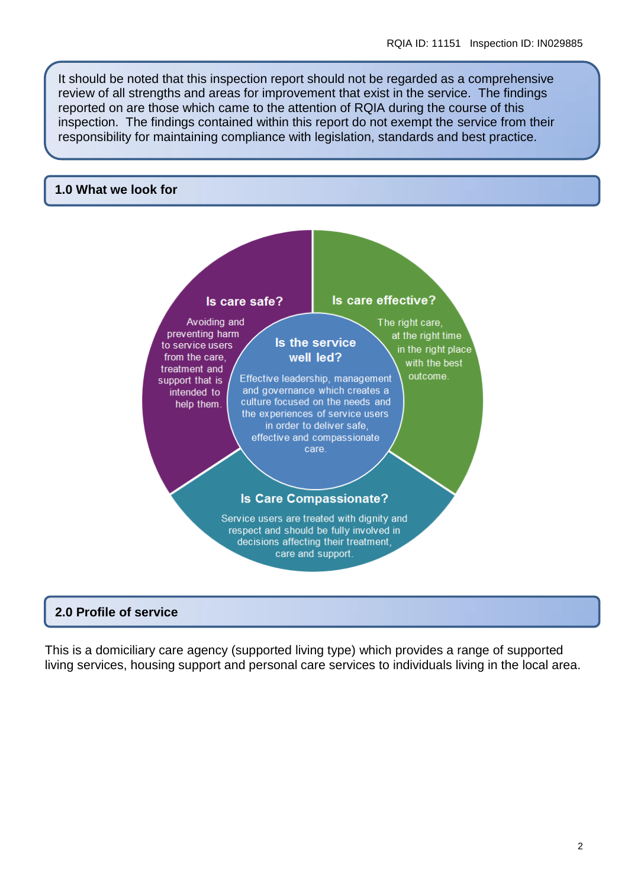It should be noted that this inspection report should not be regarded as a comprehensive review of all strengths and areas for improvement that exist in the service. The findings reported on are those which came to the attention of RQIA during the course of this inspection. The findings contained within this report do not exempt the service from their responsibility for maintaining compliance with legislation, standards and best practice.

## 1.0 What we look for

**Is care safe?**

Avoiding and preventing harm to service users from the care, treatment and support that is intended to help them.

**Is care effective?**

The right care, at the right time in the right place with the best outcome.

**Is the service well led?**

Effective leadership, management and governance which creates a culture focused on the needs and the experiences of service users in order to deliver safe, effective and compassionate care.

**Is Care Compassionate?**

Service users are treated with dignity and respect and should be fully involved in decisions affecting their treatment, care and support.

## 2.0 Profile of service

This is a domiciliary care agency (supported living type) which provides a range of supported living services, housing support and personal care services to individuals living in the local area.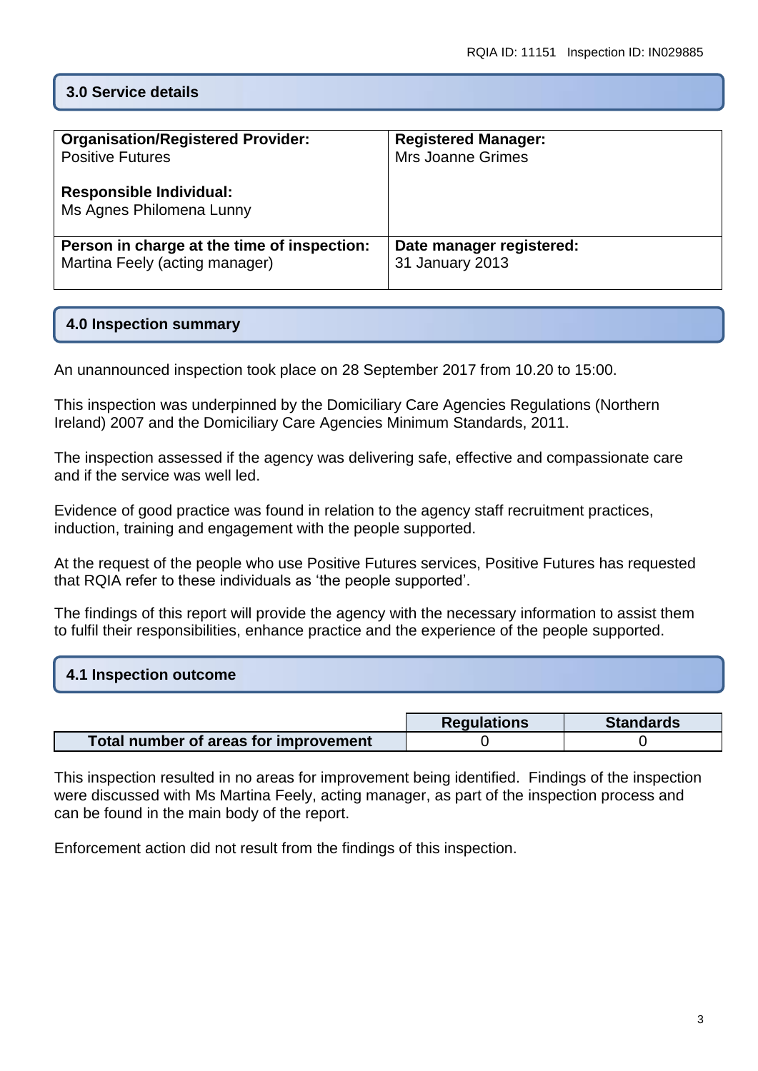## 3.0 Service details

| **Organisation/Registered Provider:**<br>Positive Futures<br><br>**Responsible Individual:**<br>Ms Agnes Philomena Lunny | **Registered Manager:**<br>Mrs Joanne Grimes |
|---|---|
| **Person in charge at the time of inspection:**<br>Martina Feely (acting manager) | **Date manager registered:**<br>31 January 2013 |

## 4.0 Inspection summary

An unannounced inspection took place on 28 September 2017 from 10.20 to 15:00.

This inspection was underpinned by the Domiciliary Care Agencies Regulations (Northern Ireland) 2007 and the Domiciliary Care Agencies Minimum Standards, 2011.

The inspection assessed if the agency was delivering safe, effective and compassionate care and if the service was well led.

Evidence of good practice was found in relation to the agency staff recruitment practices, induction, training and engagement with the people supported.

At the request of the people who use Positive Futures services, Positive Futures has requested that RQIA refer to these individuals as 'the people supported'.

The findings of this report will provide the agency with the necessary information to assist them to fulfil their responsibilities, enhance practice and the experience of the people supported.

## 4.1 Inspection outcome

| | Regulations | Standards |
|---|---|---|
| **Total number of areas for improvement** | 0 | 0 |

This inspection resulted in no areas for improvement being identified. Findings of the inspection were discussed with Ms Martina Feely, acting manager, as part of the inspection process and can be found in the main body of the report.

Enforcement action did not result from the findings of this inspection.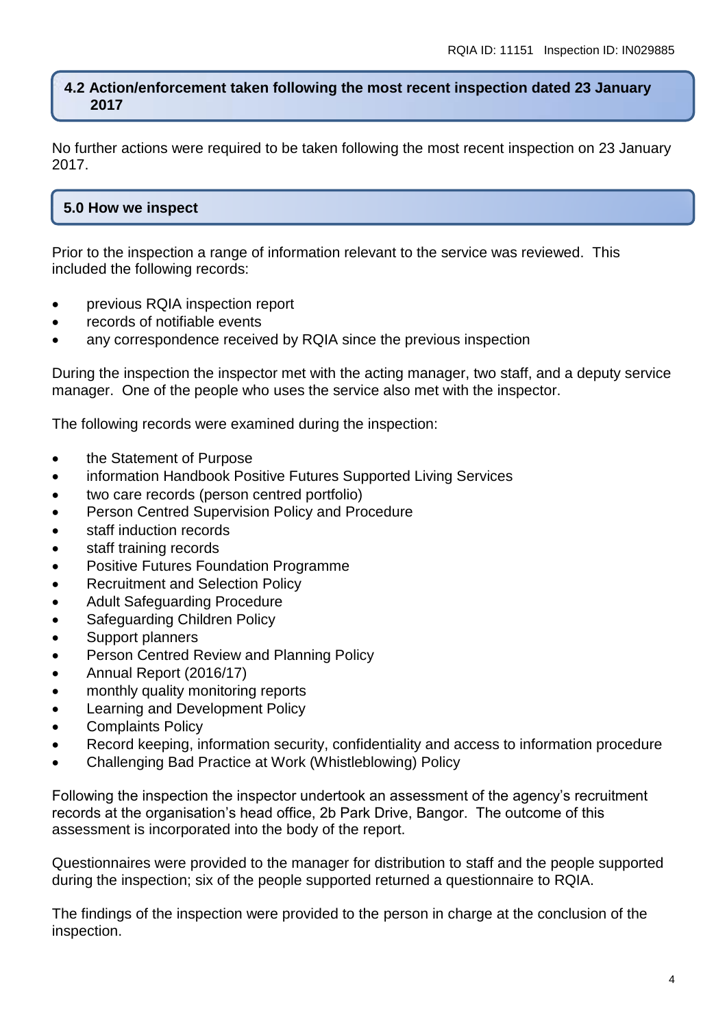## 4.2 Action/enforcement taken following the most recent inspection dated 23 January 2017

No further actions were required to be taken following the most recent inspection on 23 January 2017.

## 5.0 How we inspect

Prior to the inspection a range of information relevant to the service was reviewed. This included the following records:

- previous RQIA inspection report
- records of notifiable events
- any correspondence received by RQIA since the previous inspection

During the inspection the inspector met with the acting manager, two staff, and a deputy service manager. One of the people who uses the service also met with the inspector.

The following records were examined during the inspection:

- the Statement of Purpose
- information Handbook Positive Futures Supported Living Services
- two care records (person centred portfolio)
- Person Centred Supervision Policy and Procedure
- staff induction records
- staff training records
- Positive Futures Foundation Programme
- Recruitment and Selection Policy
- Adult Safeguarding Procedure
- Safeguarding Children Policy
- Support planners
- Person Centred Review and Planning Policy
- Annual Report (2016/17)
- monthly quality monitoring reports
- Learning and Development Policy
- Complaints Policy
- Record keeping, information security, confidentiality and access to information procedure
- Challenging Bad Practice at Work (Whistleblowing) Policy

Following the inspection the inspector undertook an assessment of the agency's recruitment records at the organisation's head office, 2b Park Drive, Bangor. The outcome of this assessment is incorporated into the body of the report.

Questionnaires were provided to the manager for distribution to staff and the people supported during the inspection; six of the people supported returned a questionnaire to RQIA.

The findings of the inspection were provided to the person in charge at the conclusion of the inspection.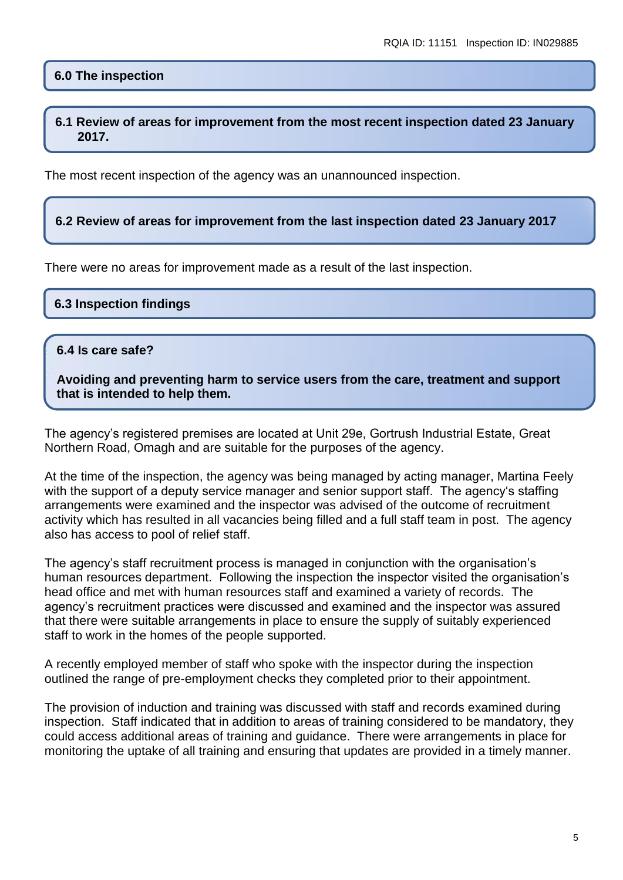## 6.0 The inspection

### 6.1 Review of areas for improvement from the most recent inspection dated 23 January 2017.

The most recent inspection of the agency was an unannounced inspection.

### 6.2 Review of areas for improvement from the last inspection dated 23 January 2017

There were no areas for improvement made as a result of the last inspection.

## 6.3 Inspection findings

### 6.4 Is care safe?

**Avoiding and preventing harm to service users from the care, treatment and support that is intended to help them.**

The agency's registered premises are located at Unit 29e, Gortrush Industrial Estate, Great Northern Road, Omagh and are suitable for the purposes of the agency.

At the time of the inspection, the agency was being managed by acting manager, Martina Feely with the support of a deputy service manager and senior support staff. The agency's staffing arrangements were examined and the inspector was advised of the outcome of recruitment activity which has resulted in all vacancies being filled and a full staff team in post. The agency also has access to pool of relief staff.

The agency's staff recruitment process is managed in conjunction with the organisation's human resources department. Following the inspection the inspector visited the organisation's head office and met with human resources staff and examined a variety of records. The agency's recruitment practices were discussed and examined and the inspector was assured that there were suitable arrangements in place to ensure the supply of suitably experienced staff to work in the homes of the people supported.

A recently employed member of staff who spoke with the inspector during the inspection outlined the range of pre-employment checks they completed prior to their appointment.

The provision of induction and training was discussed with staff and records examined during inspection. Staff indicated that in addition to areas of training considered to be mandatory, they could access additional areas of training and guidance. There were arrangements in place for monitoring the uptake of all training and ensuring that updates are provided in a timely manner.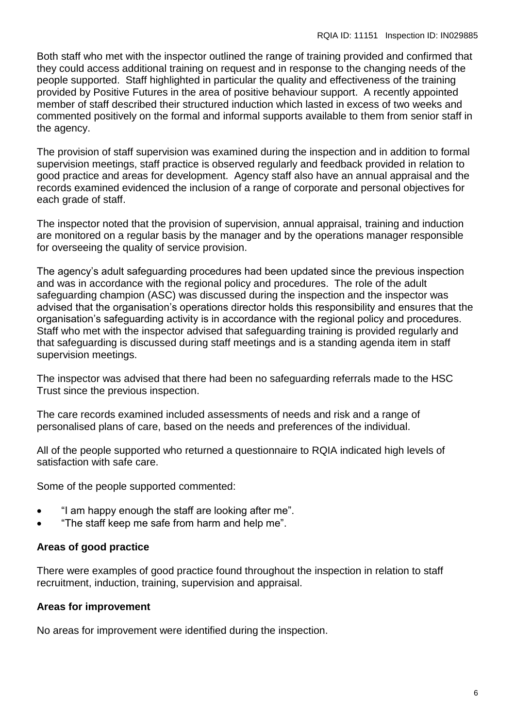Both staff who met with the inspector outlined the range of training provided and confirmed that they could access additional training on request and in response to the changing needs of the people supported. Staff highlighted in particular the quality and effectiveness of the training provided by Positive Futures in the area of positive behaviour support. A recently appointed member of staff described their structured induction which lasted in excess of two weeks and commented positively on the formal and informal supports available to them from senior staff in the agency.

The provision of staff supervision was examined during the inspection and in addition to formal supervision meetings, staff practice is observed regularly and feedback provided in relation to good practice and areas for development. Agency staff also have an annual appraisal and the records examined evidenced the inclusion of a range of corporate and personal objectives for each grade of staff.

The inspector noted that the provision of supervision, annual appraisal, training and induction are monitored on a regular basis by the manager and by the operations manager responsible for overseeing the quality of service provision.

The agency's adult safeguarding procedures had been updated since the previous inspection and was in accordance with the regional policy and procedures. The role of the adult safeguarding champion (ASC) was discussed during the inspection and the inspector was advised that the organisation's operations director holds this responsibility and ensures that the organisation's safeguarding activity is in accordance with the regional policy and procedures. Staff who met with the inspector advised that safeguarding training is provided regularly and that safeguarding is discussed during staff meetings and is a standing agenda item in staff supervision meetings.

The inspector was advised that there had been no safeguarding referrals made to the HSC Trust since the previous inspection.

The care records examined included assessments of needs and risk and a range of personalised plans of care, based on the needs and preferences of the individual.

All of the people supported who returned a questionnaire to RQIA indicated high levels of satisfaction with safe care.

Some of the people supported commented:

- "I am happy enough the staff are looking after me".
- "The staff keep me safe from harm and help me".

**Areas of good practice**

There were examples of good practice found throughout the inspection in relation to staff recruitment, induction, training, supervision and appraisal.

**Areas for improvement**

No areas for improvement were identified during the inspection.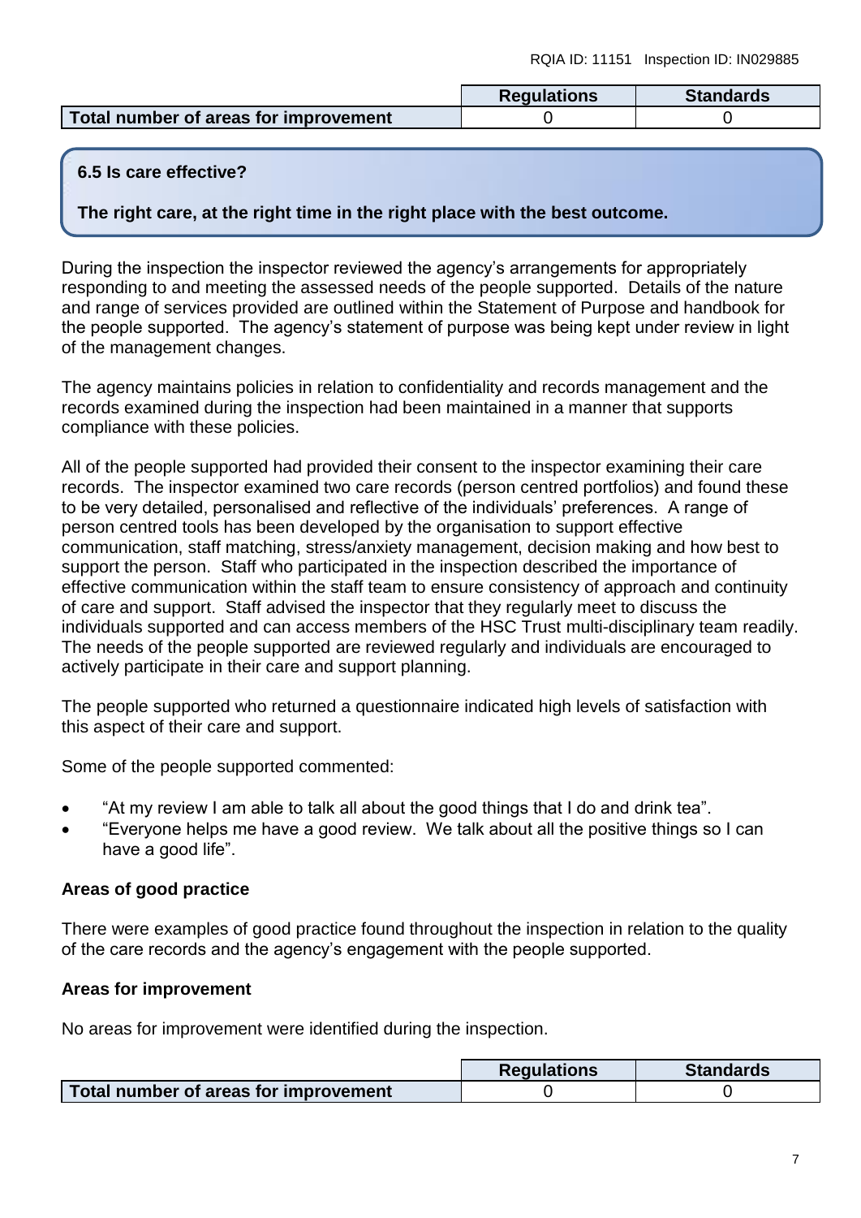| | Regulations | Standards |
|---|---|---|
| **Total number of areas for improvement** | 0 | 0 |

**6.5 Is care effective?**

**The right care, at the right time in the right place with the best outcome.**

During the inspection the inspector reviewed the agency's arrangements for appropriately responding to and meeting the assessed needs of the people supported. Details of the nature and range of services provided are outlined within the Statement of Purpose and handbook for the people supported. The agency's statement of purpose was being kept under review in light of the management changes.

The agency maintains policies in relation to confidentiality and records management and the records examined during the inspection had been maintained in a manner that supports compliance with these policies.

All of the people supported had provided their consent to the inspector examining their care records. The inspector examined two care records (person centred portfolios) and found these to be very detailed, personalised and reflective of the individuals' preferences. A range of person centred tools has been developed by the organisation to support effective communication, staff matching, stress/anxiety management, decision making and how best to support the person. Staff who participated in the inspection described the importance of effective communication within the staff team to ensure consistency of approach and continuity of care and support. Staff advised the inspector that they regularly meet to discuss the individuals supported and can access members of the HSC Trust multi-disciplinary team readily. The needs of the people supported are reviewed regularly and individuals are encouraged to actively participate in their care and support planning.

The people supported who returned a questionnaire indicated high levels of satisfaction with this aspect of their care and support.

Some of the people supported commented:

- "At my review I am able to talk all about the good things that I do and drink tea".
- "Everyone helps me have a good review. We talk about all the positive things so I can have a good life".

**Areas of good practice**

There were examples of good practice found throughout the inspection in relation to the quality of the care records and the agency's engagement with the people supported.

**Areas for improvement**

No areas for improvement were identified during the inspection.

| | Regulations | Standards |
|---|---|---|
| **Total number of areas for improvement** | 0 | 0 |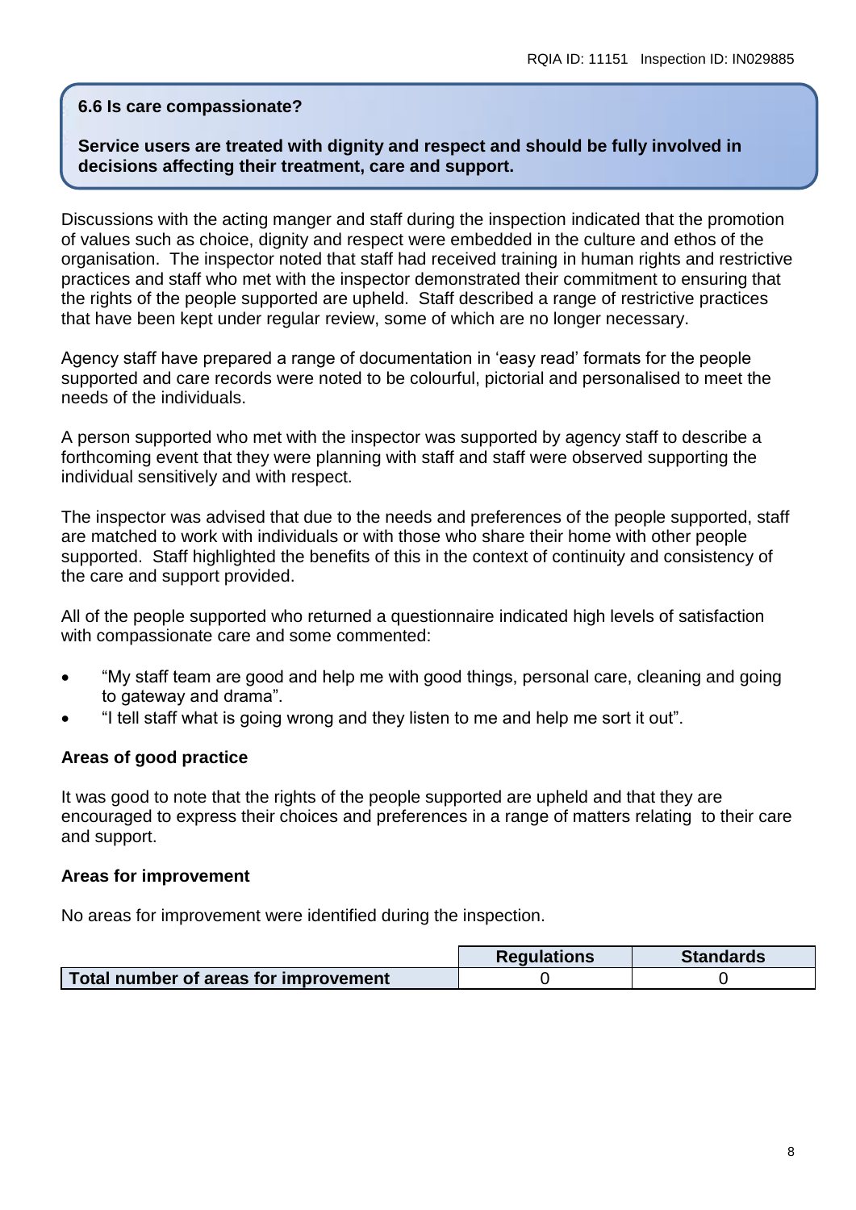**6.6 Is care compassionate?**

**Service users are treated with dignity and respect and should be fully involved in decisions affecting their treatment, care and support.**

Discussions with the acting manger and staff during the inspection indicated that the promotion of values such as choice, dignity and respect were embedded in the culture and ethos of the organisation. The inspector noted that staff had received training in human rights and restrictive practices and staff who met with the inspector demonstrated their commitment to ensuring that the rights of the people supported are upheld. Staff described a range of restrictive practices that have been kept under regular review, some of which are no longer necessary.

Agency staff have prepared a range of documentation in 'easy read' formats for the people supported and care records were noted to be colourful, pictorial and personalised to meet the needs of the individuals.

A person supported who met with the inspector was supported by agency staff to describe a forthcoming event that they were planning with staff and staff were observed supporting the individual sensitively and with respect.

The inspector was advised that due to the needs and preferences of the people supported, staff are matched to work with individuals or with those who share their home with other people supported. Staff highlighted the benefits of this in the context of continuity and consistency of the care and support provided.

All of the people supported who returned a questionnaire indicated high levels of satisfaction with compassionate care and some commented:

- "My staff team are good and help me with good things, personal care, cleaning and going to gateway and drama".
- "I tell staff what is going wrong and they listen to me and help me sort it out".

**Areas of good practice**

It was good to note that the rights of the people supported are upheld and that they are encouraged to express their choices and preferences in a range of matters relating to their care and support.

**Areas for improvement**

No areas for improvement were identified during the inspection.

| | Regulations | Standards |
|---|---|---|
| **Total number of areas for improvement** | 0 | 0 |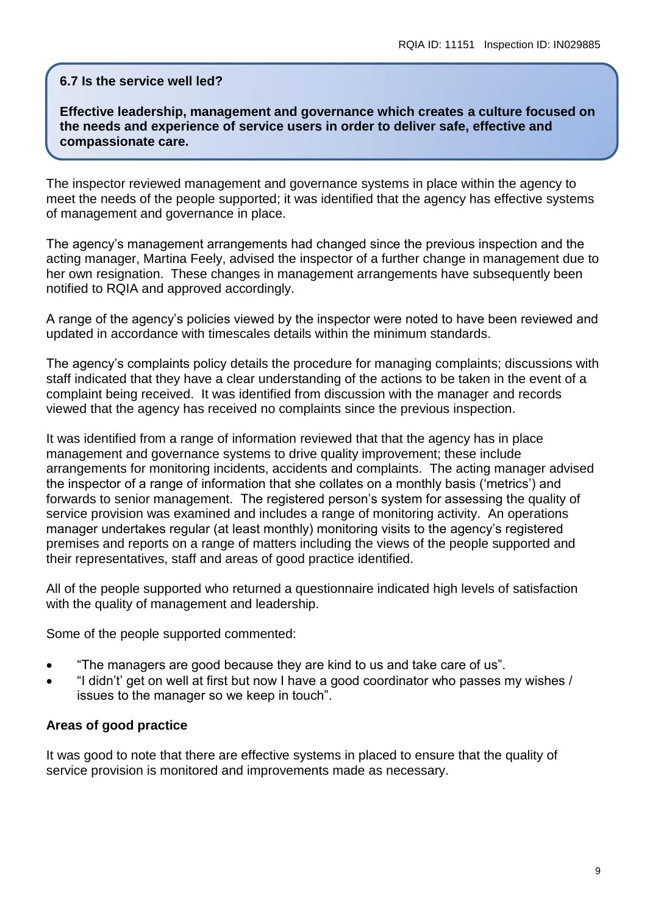**6.7 Is the service well led?**

**Effective leadership, management and governance which creates a culture focused on the needs and experience of service users in order to deliver safe, effective and compassionate care.**

The inspector reviewed management and governance systems in place within the agency to meet the needs of the people supported; it was identified that the agency has effective systems of management and governance in place.

The agency's management arrangements had changed since the previous inspection and the acting manager, Martina Feely, advised the inspector of a further change in management due to her own resignation. These changes in management arrangements have subsequently been notified to RQIA and approved accordingly.

A range of the agency's policies viewed by the inspector were noted to have been reviewed and updated in accordance with timescales details within the minimum standards.

The agency's complaints policy details the procedure for managing complaints; discussions with staff indicated that they have a clear understanding of the actions to be taken in the event of a complaint being received. It was identified from discussion with the manager and records viewed that the agency has received no complaints since the previous inspection.

It was identified from a range of information reviewed that that the agency has in place management and governance systems to drive quality improvement; these include arrangements for monitoring incidents, accidents and complaints. The acting manager advised the inspector of a range of information that she collates on a monthly basis ('metrics') and forwards to senior management. The registered person's system for assessing the quality of service provision was examined and includes a range of monitoring activity. An operations manager undertakes regular (at least monthly) monitoring visits to the agency's registered premises and reports on a range of matters including the views of the people supported and their representatives, staff and areas of good practice identified.

All of the people supported who returned a questionnaire indicated high levels of satisfaction with the quality of management and leadership.

Some of the people supported commented:

- "The managers are good because they are kind to us and take care of us".
- "I didn't' get on well at first but now I have a good coordinator who passes my wishes / issues to the manager so we keep in touch".

**Areas of good practice**

It was good to note that there are effective systems in placed to ensure that the quality of service provision is monitored and improvements made as necessary.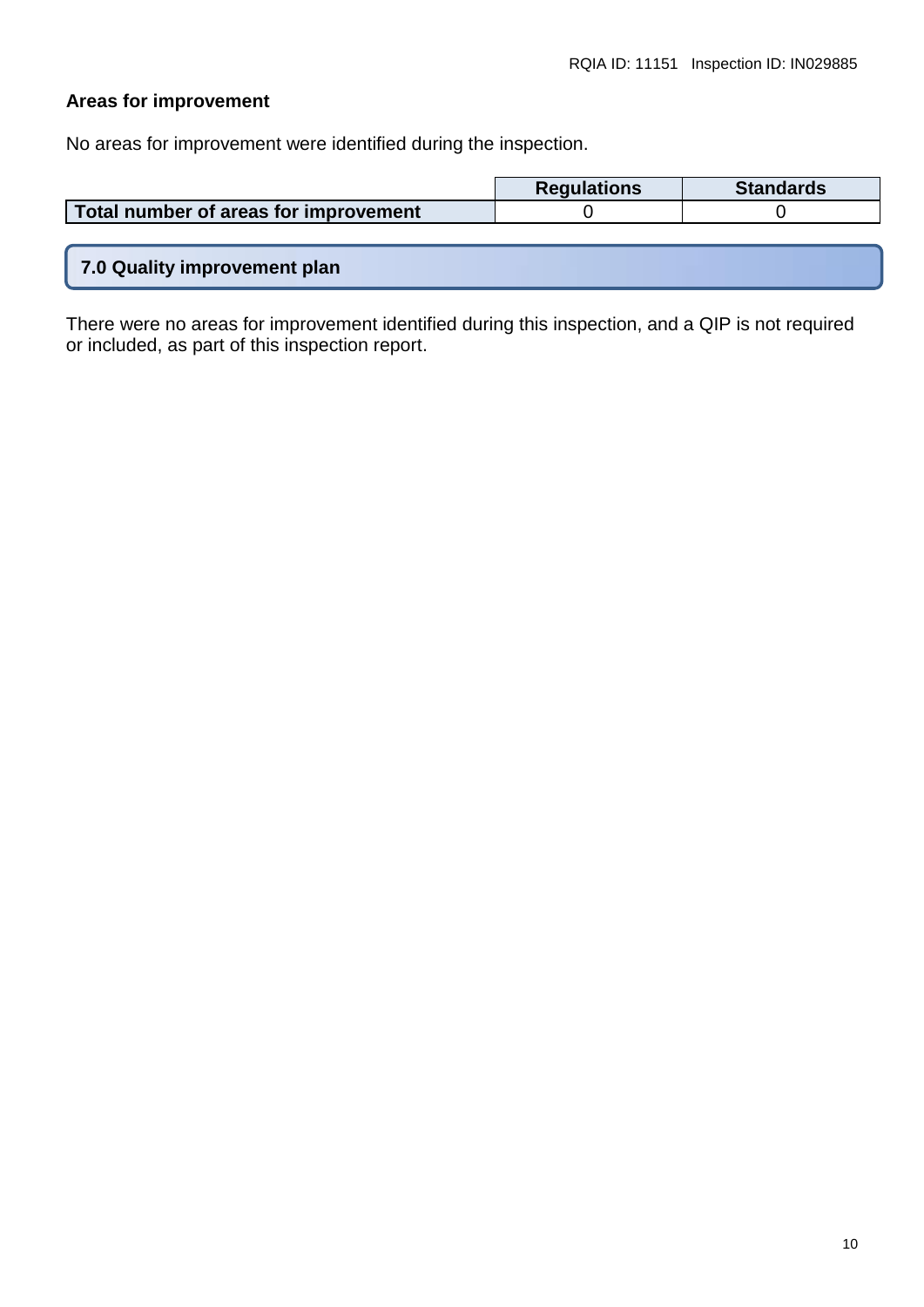**Areas for improvement**

No areas for improvement were identified during the inspection.

| | Regulations | Standards |
|---|---|---|
| **Total number of areas for improvement** | 0 | 0 |

## 7.0 Quality improvement plan

There were no areas for improvement identified during this inspection, and a QIP is not required or included, as part of this inspection report.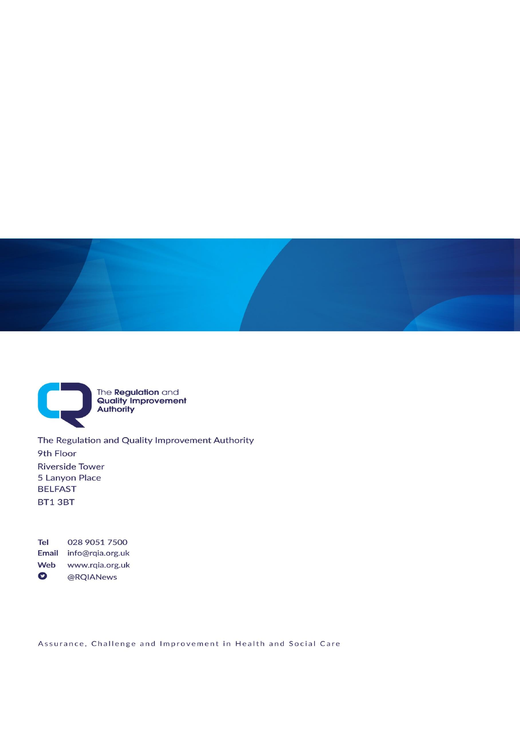The Regulation and Quality Improvement Authority

The Regulation and Quality Improvement Authority
9th Floor
Riverside Tower
5 Lanyon Place
BELFAST
BT1 3BT

**Tel** 028 9051 7500
**Email** info@rqia.org.uk
**Web** www.rqia.org.uk
@RQIANews

Assurance, Challenge and Improvement in Health and Social Care